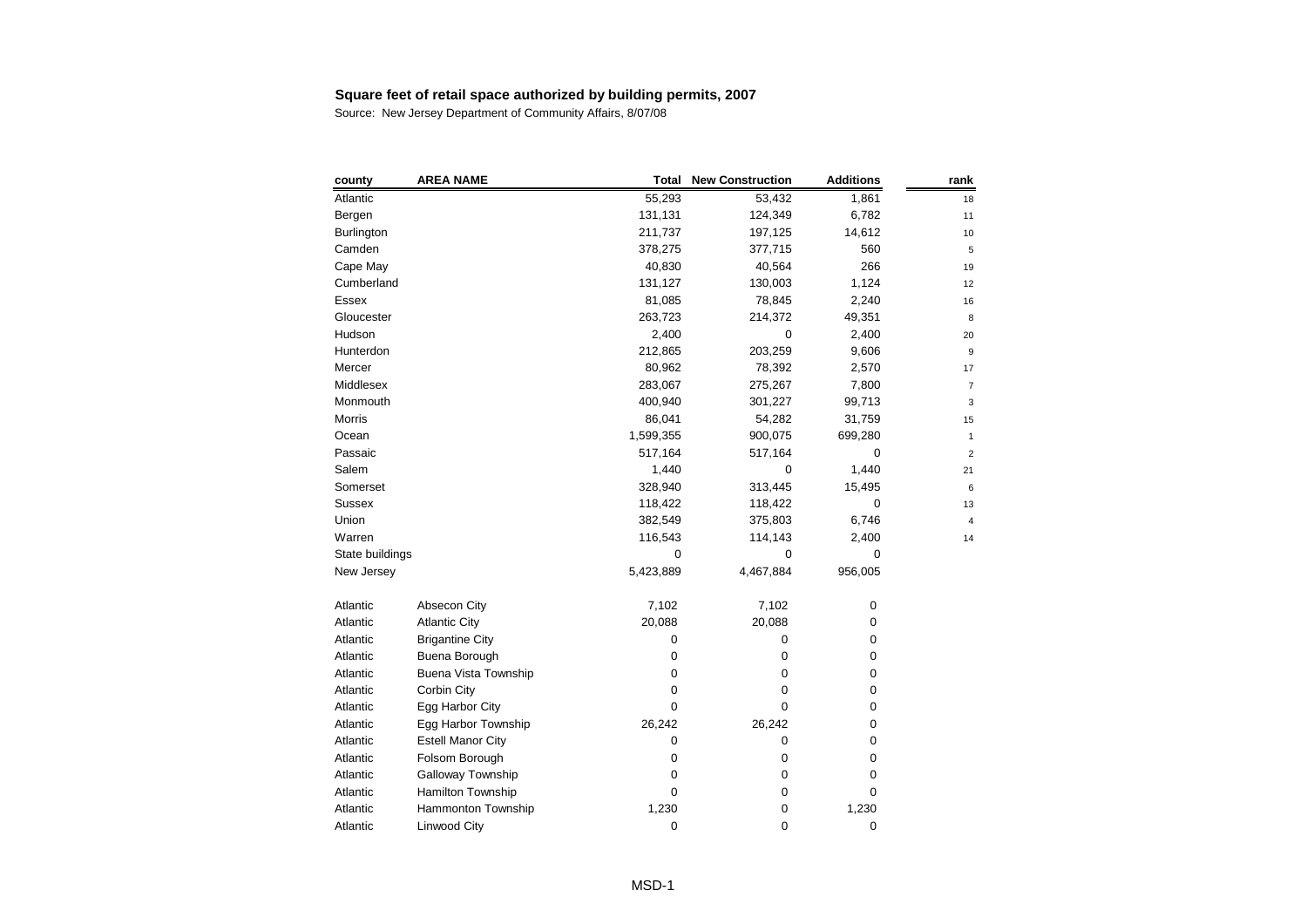# Square feet of retail space authorized by building permits, 2007

Source: New Jersey Department of Community Affairs, 8/07/08

| county | AREA NAME | Total | New Construction | Additions | rank |
|---|---|---|---|---|---|
| Atlantic | | 55,293 | 53,432 | 1,861 | 18 |
| Bergen | | 131,131 | 124,349 | 6,782 | 11 |
| Burlington | | 211,737 | 197,125 | 14,612 | 10 |
| Camden | | 378,275 | 377,715 | 560 | 5 |
| Cape May | | 40,830 | 40,564 | 266 | 19 |
| Cumberland | | 131,127 | 130,003 | 1,124 | 12 |
| Essex | | 81,085 | 78,845 | 2,240 | 16 |
| Gloucester | | 263,723 | 214,372 | 49,351 | 8 |
| Hudson | | 2,400 | 0 | 2,400 | 20 |
| Hunterdon | | 212,865 | 203,259 | 9,606 | 9 |
| Mercer | | 80,962 | 78,392 | 2,570 | 17 |
| Middlesex | | 283,067 | 275,267 | 7,800 | 7 |
| Monmouth | | 400,940 | 301,227 | 99,713 | 3 |
| Morris | | 86,041 | 54,282 | 31,759 | 15 |
| Ocean | | 1,599,355 | 900,075 | 699,280 | 1 |
| Passaic | | 517,164 | 517,164 | 0 | 2 |
| Salem | | 1,440 | 0 | 1,440 | 21 |
| Somerset | | 328,940 | 313,445 | 15,495 | 6 |
| Sussex | | 118,422 | 118,422 | 0 | 13 |
| Union | | 382,549 | 375,803 | 6,746 | 4 |
| Warren | | 116,543 | 114,143 | 2,400 | 14 |
| State buildings | | 0 | 0 | 0 | |
| New Jersey | | 5,423,889 | 4,467,884 | 956,005 | |
| | | | | | |
| Atlantic | Absecon City | 7,102 | 7,102 | 0 | |
| Atlantic | Atlantic City | 20,088 | 20,088 | 0 | |
| Atlantic | Brigantine City | 0 | 0 | 0 | |
| Atlantic | Buena Borough | 0 | 0 | 0 | |
| Atlantic | Buena Vista Township | 0 | 0 | 0 | |
| Atlantic | Corbin City | 0 | 0 | 0 | |
| Atlantic | Egg Harbor City | 0 | 0 | 0 | |
| Atlantic | Egg Harbor Township | 26,242 | 26,242 | 0 | |
| Atlantic | Estell Manor City | 0 | 0 | 0 | |
| Atlantic | Folsom Borough | 0 | 0 | 0 | |
| Atlantic | Galloway Township | 0 | 0 | 0 | |
| Atlantic | Hamilton Township | 0 | 0 | 0 | |
| Atlantic | Hammonton Township | 1,230 | 0 | 1,230 | |
| Atlantic | Linwood City | 0 | 0 | 0 | |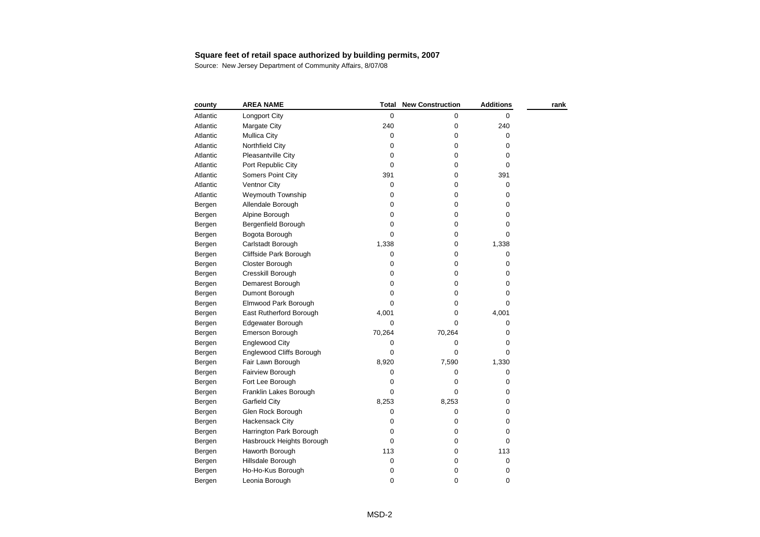**Square feet of retail space authorized by building permits, 2007**

Source: New Jersey Department of Community Affairs, 8/07/08

| county | AREA NAME | Total | New Construction | Additions | rank |
|---|---|---|---|---|---|
| Atlantic | Longport City | 0 | 0 | 0 | |
| Atlantic | Margate City | 240 | 0 | 240 | |
| Atlantic | Mullica City | 0 | 0 | 0 | |
| Atlantic | Northfield City | 0 | 0 | 0 | |
| Atlantic | Pleasantville City | 0 | 0 | 0 | |
| Atlantic | Port Republic City | 0 | 0 | 0 | |
| Atlantic | Somers Point City | 391 | 0 | 391 | |
| Atlantic | Ventnor City | 0 | 0 | 0 | |
| Atlantic | Weymouth Township | 0 | 0 | 0 | |
| Bergen | Allendale Borough | 0 | 0 | 0 | |
| Bergen | Alpine Borough | 0 | 0 | 0 | |
| Bergen | Bergenfield Borough | 0 | 0 | 0 | |
| Bergen | Bogota Borough | 0 | 0 | 0 | |
| Bergen | Carlstadt Borough | 1,338 | 0 | 1,338 | |
| Bergen | Cliffside Park Borough | 0 | 0 | 0 | |
| Bergen | Closter Borough | 0 | 0 | 0 | |
| Bergen | Cresskill Borough | 0 | 0 | 0 | |
| Bergen | Demarest Borough | 0 | 0 | 0 | |
| Bergen | Dumont Borough | 0 | 0 | 0 | |
| Bergen | Elmwood Park Borough | 0 | 0 | 0 | |
| Bergen | East Rutherford Borough | 4,001 | 0 | 4,001 | |
| Bergen | Edgewater Borough | 0 | 0 | 0 | |
| Bergen | Emerson Borough | 70,264 | 70,264 | 0 | |
| Bergen | Englewood City | 0 | 0 | 0 | |
| Bergen | Englewood Cliffs Borough | 0 | 0 | 0 | |
| Bergen | Fair Lawn Borough | 8,920 | 7,590 | 1,330 | |
| Bergen | Fairview Borough | 0 | 0 | 0 | |
| Bergen | Fort Lee Borough | 0 | 0 | 0 | |
| Bergen | Franklin Lakes Borough | 0 | 0 | 0 | |
| Bergen | Garfield City | 8,253 | 8,253 | 0 | |
| Bergen | Glen Rock Borough | 0 | 0 | 0 | |
| Bergen | Hackensack City | 0 | 0 | 0 | |
| Bergen | Harrington Park Borough | 0 | 0 | 0 | |
| Bergen | Hasbrouck Heights Borough | 0 | 0 | 0 | |
| Bergen | Haworth Borough | 113 | 0 | 113 | |
| Bergen | Hillsdale Borough | 0 | 0 | 0 | |
| Bergen | Ho-Ho-Kus Borough | 0 | 0 | 0 | |
| Bergen | Leonia Borough | 0 | 0 | 0 | |

MSD-2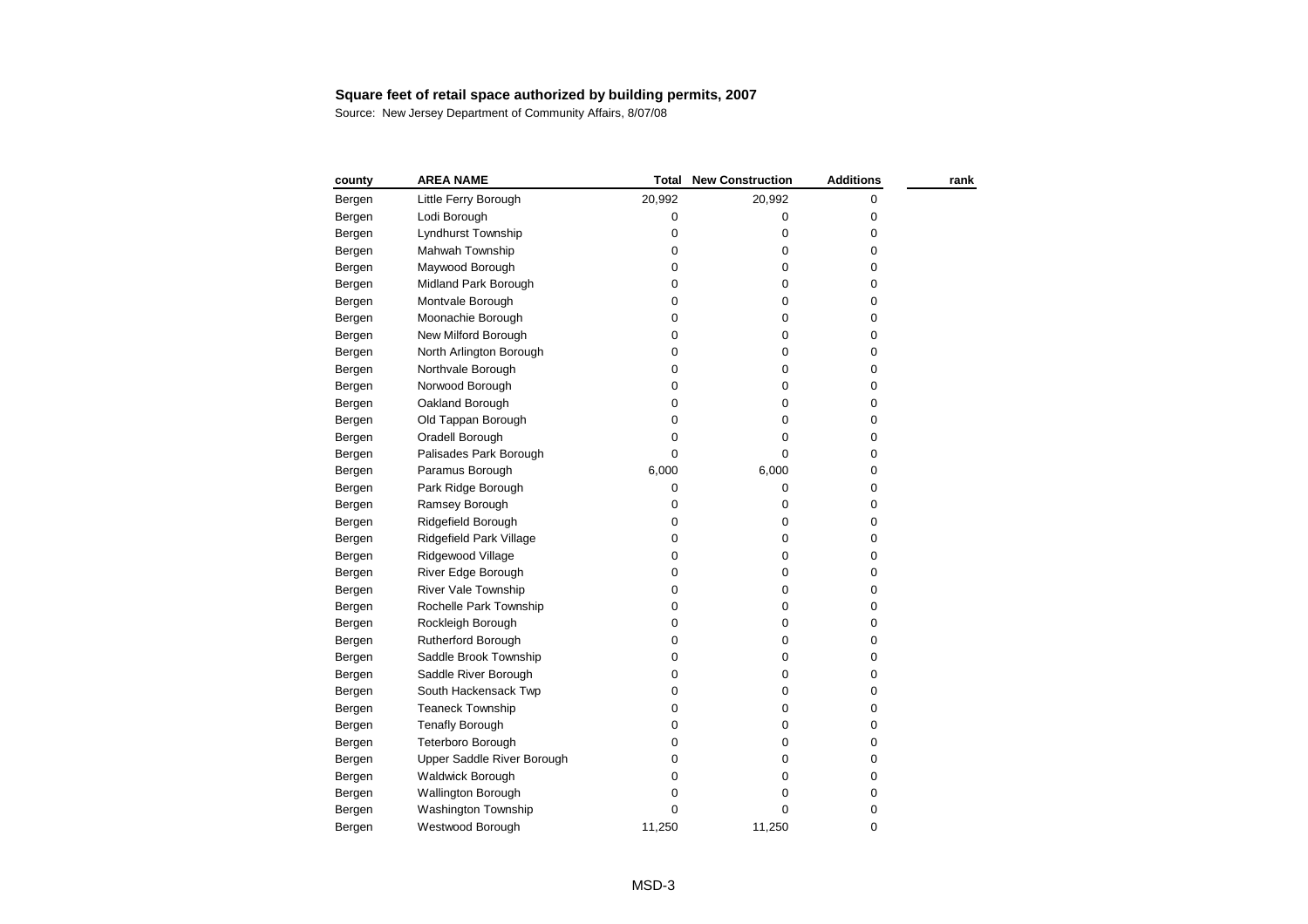**Square feet of retail space authorized by building permits, 2007**

Source: New Jersey Department of Community Affairs, 8/07/08

| county | AREA NAME | Total | New Construction | Additions | rank |
|---|---|---|---|---|---|
| Bergen | Little Ferry Borough | 20,992 | 20,992 | 0 | |
| Bergen | Lodi Borough | 0 | 0 | 0 | |
| Bergen | Lyndhurst Township | 0 | 0 | 0 | |
| Bergen | Mahwah Township | 0 | 0 | 0 | |
| Bergen | Maywood Borough | 0 | 0 | 0 | |
| Bergen | Midland Park Borough | 0 | 0 | 0 | |
| Bergen | Montvale Borough | 0 | 0 | 0 | |
| Bergen | Moonachie Borough | 0 | 0 | 0 | |
| Bergen | New Milford Borough | 0 | 0 | 0 | |
| Bergen | North Arlington Borough | 0 | 0 | 0 | |
| Bergen | Northvale Borough | 0 | 0 | 0 | |
| Bergen | Norwood Borough | 0 | 0 | 0 | |
| Bergen | Oakland Borough | 0 | 0 | 0 | |
| Bergen | Old Tappan Borough | 0 | 0 | 0 | |
| Bergen | Oradell Borough | 0 | 0 | 0 | |
| Bergen | Palisades Park Borough | 0 | 0 | 0 | |
| Bergen | Paramus Borough | 6,000 | 6,000 | 0 | |
| Bergen | Park Ridge Borough | 0 | 0 | 0 | |
| Bergen | Ramsey Borough | 0 | 0 | 0 | |
| Bergen | Ridgefield Borough | 0 | 0 | 0 | |
| Bergen | Ridgefield Park Village | 0 | 0 | 0 | |
| Bergen | Ridgewood Village | 0 | 0 | 0 | |
| Bergen | River Edge Borough | 0 | 0 | 0 | |
| Bergen | River Vale Township | 0 | 0 | 0 | |
| Bergen | Rochelle Park Township | 0 | 0 | 0 | |
| Bergen | Rockleigh Borough | 0 | 0 | 0 | |
| Bergen | Rutherford Borough | 0 | 0 | 0 | |
| Bergen | Saddle Brook Township | 0 | 0 | 0 | |
| Bergen | Saddle River Borough | 0 | 0 | 0 | |
| Bergen | South Hackensack Twp | 0 | 0 | 0 | |
| Bergen | Teaneck Township | 0 | 0 | 0 | |
| Bergen | Tenafly Borough | 0 | 0 | 0 | |
| Bergen | Teterboro Borough | 0 | 0 | 0 | |
| Bergen | Upper Saddle River Borough | 0 | 0 | 0 | |
| Bergen | Waldwick Borough | 0 | 0 | 0 | |
| Bergen | Wallington Borough | 0 | 0 | 0 | |
| Bergen | Washington Township | 0 | 0 | 0 | |
| Bergen | Westwood Borough | 11,250 | 11,250 | 0 | |

MSD-3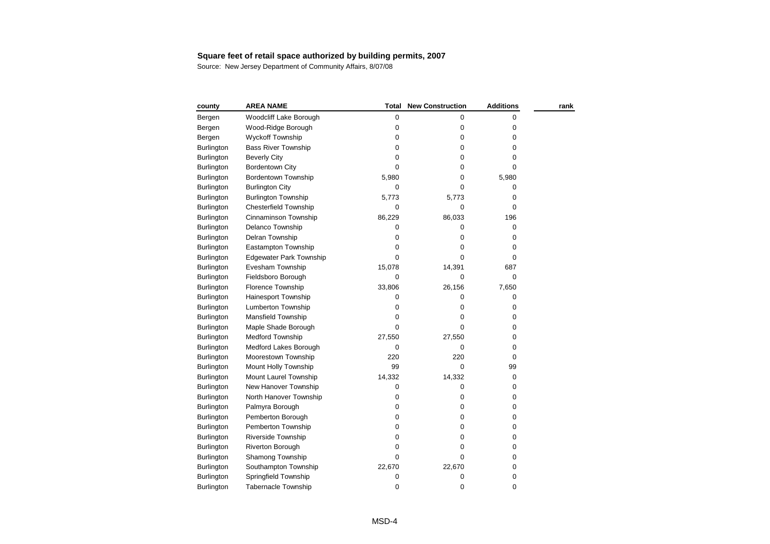**Square feet of retail space authorized by building permits, 2007**

Source: New Jersey Department of Community Affairs, 8/07/08

| county | AREA NAME | Total | New Construction | Additions | rank |
|---|---|---|---|---|---|
| Bergen | Woodcliff Lake Borough | 0 | 0 | 0 | |
| Bergen | Wood-Ridge Borough | 0 | 0 | 0 | |
| Bergen | Wyckoff Township | 0 | 0 | 0 | |
| Burlington | Bass River Township | 0 | 0 | 0 | |
| Burlington | Beverly City | 0 | 0 | 0 | |
| Burlington | Bordentown City | 0 | 0 | 0 | |
| Burlington | Bordentown Township | 5,980 | 0 | 5,980 | |
| Burlington | Burlington City | 0 | 0 | 0 | |
| Burlington | Burlington Township | 5,773 | 5,773 | 0 | |
| Burlington | Chesterfield Township | 0 | 0 | 0 | |
| Burlington | Cinnaminson Township | 86,229 | 86,033 | 196 | |
| Burlington | Delanco Township | 0 | 0 | 0 | |
| Burlington | Delran Township | 0 | 0 | 0 | |
| Burlington | Eastampton Township | 0 | 0 | 0 | |
| Burlington | Edgewater Park Township | 0 | 0 | 0 | |
| Burlington | Evesham Township | 15,078 | 14,391 | 687 | |
| Burlington | Fieldsboro Borough | 0 | 0 | 0 | |
| Burlington | Florence Township | 33,806 | 26,156 | 7,650 | |
| Burlington | Hainesport Township | 0 | 0 | 0 | |
| Burlington | Lumberton Township | 0 | 0 | 0 | |
| Burlington | Mansfield Township | 0 | 0 | 0 | |
| Burlington | Maple Shade Borough | 0 | 0 | 0 | |
| Burlington | Medford Township | 27,550 | 27,550 | 0 | |
| Burlington | Medford Lakes Borough | 0 | 0 | 0 | |
| Burlington | Moorestown Township | 220 | 220 | 0 | |
| Burlington | Mount Holly Township | 99 | 0 | 99 | |
| Burlington | Mount Laurel Township | 14,332 | 14,332 | 0 | |
| Burlington | New Hanover Township | 0 | 0 | 0 | |
| Burlington | North Hanover Township | 0 | 0 | 0 | |
| Burlington | Palmyra Borough | 0 | 0 | 0 | |
| Burlington | Pemberton Borough | 0 | 0 | 0 | |
| Burlington | Pemberton Township | 0 | 0 | 0 | |
| Burlington | Riverside Township | 0 | 0 | 0 | |
| Burlington | Riverton Borough | 0 | 0 | 0 | |
| Burlington | Shamong Township | 0 | 0 | 0 | |
| Burlington | Southampton Township | 22,670 | 22,670 | 0 | |
| Burlington | Springfield Township | 0 | 0 | 0 | |
| Burlington | Tabernacle Township | 0 | 0 | 0 | |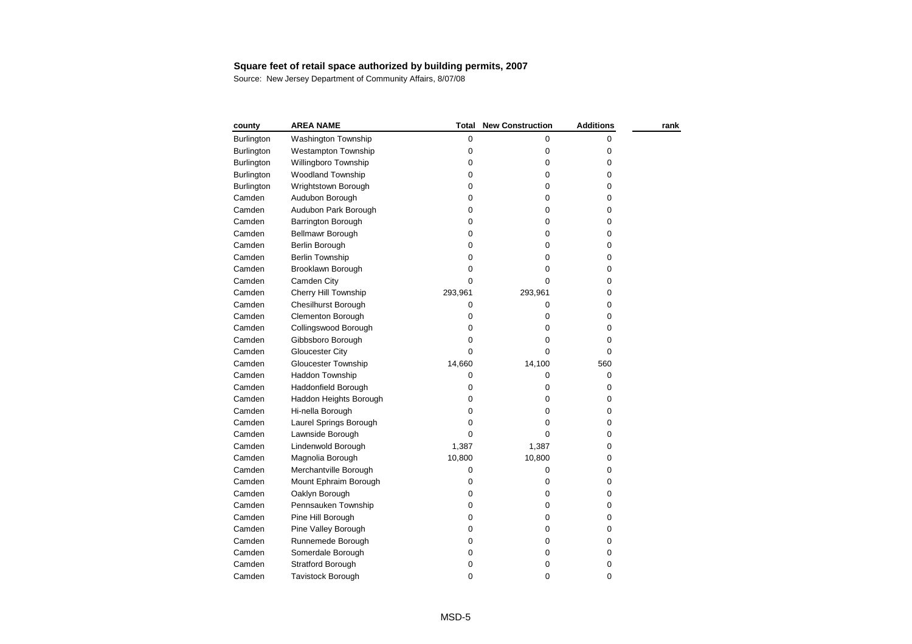**Square feet of retail space authorized by building permits, 2007**

Source: New Jersey Department of Community Affairs, 8/07/08

| county | AREA NAME | Total | New Construction | Additions | rank |
|---|---|---|---|---|---|
| Burlington | Washington Township | 0 | 0 | 0 | |
| Burlington | Westampton Township | 0 | 0 | 0 | |
| Burlington | Willingboro Township | 0 | 0 | 0 | |
| Burlington | Woodland Township | 0 | 0 | 0 | |
| Burlington | Wrightstown Borough | 0 | 0 | 0 | |
| Camden | Audubon Borough | 0 | 0 | 0 | |
| Camden | Audubon Park Borough | 0 | 0 | 0 | |
| Camden | Barrington Borough | 0 | 0 | 0 | |
| Camden | Bellmawr Borough | 0 | 0 | 0 | |
| Camden | Berlin Borough | 0 | 0 | 0 | |
| Camden | Berlin Township | 0 | 0 | 0 | |
| Camden | Brooklawn Borough | 0 | 0 | 0 | |
| Camden | Camden City | 0 | 0 | 0 | |
| Camden | Cherry Hill Township | 293,961 | 293,961 | 0 | |
| Camden | Chesilhurst Borough | 0 | 0 | 0 | |
| Camden | Clementon Borough | 0 | 0 | 0 | |
| Camden | Collingswood Borough | 0 | 0 | 0 | |
| Camden | Gibbsboro Borough | 0 | 0 | 0 | |
| Camden | Gloucester City | 0 | 0 | 0 | |
| Camden | Gloucester Township | 14,660 | 14,100 | 560 | |
| Camden | Haddon Township | 0 | 0 | 0 | |
| Camden | Haddonfield Borough | 0 | 0 | 0 | |
| Camden | Haddon Heights Borough | 0 | 0 | 0 | |
| Camden | Hi-nella Borough | 0 | 0 | 0 | |
| Camden | Laurel Springs Borough | 0 | 0 | 0 | |
| Camden | Lawnside Borough | 0 | 0 | 0 | |
| Camden | Lindenwold Borough | 1,387 | 1,387 | 0 | |
| Camden | Magnolia Borough | 10,800 | 10,800 | 0 | |
| Camden | Merchantville Borough | 0 | 0 | 0 | |
| Camden | Mount Ephraim Borough | 0 | 0 | 0 | |
| Camden | Oaklyn Borough | 0 | 0 | 0 | |
| Camden | Pennsauken Township | 0 | 0 | 0 | |
| Camden | Pine Hill Borough | 0 | 0 | 0 | |
| Camden | Pine Valley Borough | 0 | 0 | 0 | |
| Camden | Runnemede Borough | 0 | 0 | 0 | |
| Camden | Somerdale Borough | 0 | 0 | 0 | |
| Camden | Stratford Borough | 0 | 0 | 0 | |
| Camden | Tavistock Borough | 0 | 0 | 0 | |

MSD-5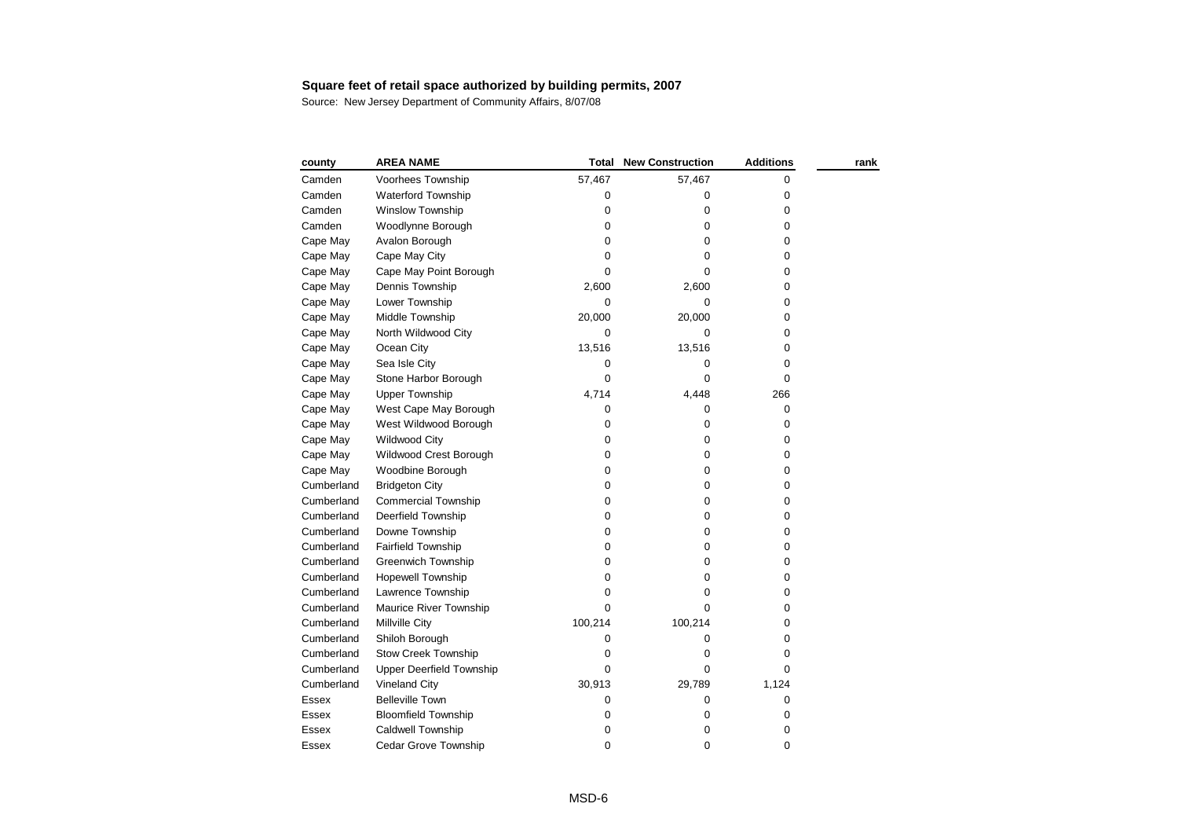**Square feet of retail space authorized by building permits, 2007**

Source: New Jersey Department of Community Affairs, 8/07/08

| county | AREA NAME | Total | New Construction | Additions | rank |
|---|---|---|---|---|---|
| Camden | Voorhees Township | 57,467 | 57,467 | 0 | |
| Camden | Waterford Township | 0 | 0 | 0 | |
| Camden | Winslow Township | 0 | 0 | 0 | |
| Camden | Woodlynne Borough | 0 | 0 | 0 | |
| Cape May | Avalon Borough | 0 | 0 | 0 | |
| Cape May | Cape May City | 0 | 0 | 0 | |
| Cape May | Cape May Point Borough | 0 | 0 | 0 | |
| Cape May | Dennis Township | 2,600 | 2,600 | 0 | |
| Cape May | Lower Township | 0 | 0 | 0 | |
| Cape May | Middle Township | 20,000 | 20,000 | 0 | |
| Cape May | North Wildwood City | 0 | 0 | 0 | |
| Cape May | Ocean City | 13,516 | 13,516 | 0 | |
| Cape May | Sea Isle City | 0 | 0 | 0 | |
| Cape May | Stone Harbor Borough | 0 | 0 | 0 | |
| Cape May | Upper Township | 4,714 | 4,448 | 266 | |
| Cape May | West Cape May Borough | 0 | 0 | 0 | |
| Cape May | West Wildwood Borough | 0 | 0 | 0 | |
| Cape May | Wildwood City | 0 | 0 | 0 | |
| Cape May | Wildwood Crest Borough | 0 | 0 | 0 | |
| Cape May | Woodbine Borough | 0 | 0 | 0 | |
| Cumberland | Bridgeton City | 0 | 0 | 0 | |
| Cumberland | Commercial Township | 0 | 0 | 0 | |
| Cumberland | Deerfield Township | 0 | 0 | 0 | |
| Cumberland | Downe Township | 0 | 0 | 0 | |
| Cumberland | Fairfield Township | 0 | 0 | 0 | |
| Cumberland | Greenwich Township | 0 | 0 | 0 | |
| Cumberland | Hopewell Township | 0 | 0 | 0 | |
| Cumberland | Lawrence Township | 0 | 0 | 0 | |
| Cumberland | Maurice River Township | 0 | 0 | 0 | |
| Cumberland | Millville City | 100,214 | 100,214 | 0 | |
| Cumberland | Shiloh Borough | 0 | 0 | 0 | |
| Cumberland | Stow Creek Township | 0 | 0 | 0 | |
| Cumberland | Upper Deerfield Township | 0 | 0 | 0 | |
| Cumberland | Vineland City | 30,913 | 29,789 | 1,124 | |
| Essex | Belleville Town | 0 | 0 | 0 | |
| Essex | Bloomfield Township | 0 | 0 | 0 | |
| Essex | Caldwell Township | 0 | 0 | 0 | |
| Essex | Cedar Grove Township | 0 | 0 | 0 | |

MSD-6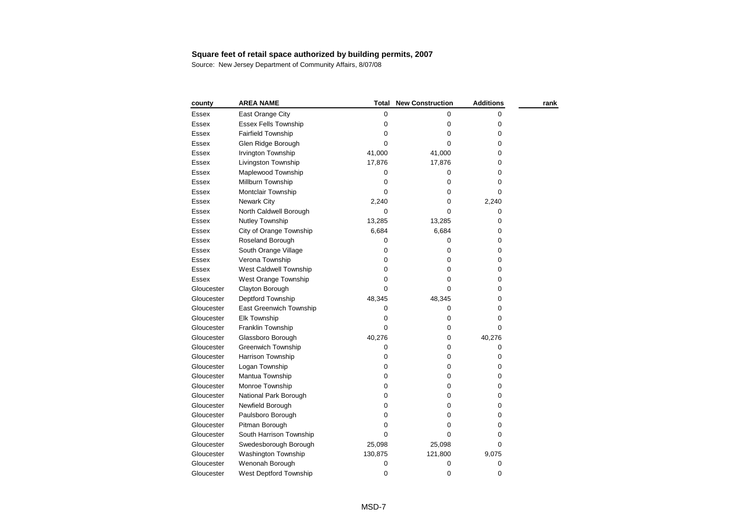**Square feet of retail space authorized by building permits, 2007**

Source: New Jersey Department of Community Affairs, 8/07/08

| county | AREA NAME | Total | New Construction | Additions | rank |
|---|---|---|---|---|---|
| Essex | East Orange City | 0 | 0 | 0 | |
| Essex | Essex Fells Township | 0 | 0 | 0 | |
| Essex | Fairfield Township | 0 | 0 | 0 | |
| Essex | Glen Ridge Borough | 0 | 0 | 0 | |
| Essex | Irvington Township | 41,000 | 41,000 | 0 | |
| Essex | Livingston Township | 17,876 | 17,876 | 0 | |
| Essex | Maplewood Township | 0 | 0 | 0 | |
| Essex | Millburn Township | 0 | 0 | 0 | |
| Essex | Montclair Township | 0 | 0 | 0 | |
| Essex | Newark City | 2,240 | 0 | 2,240 | |
| Essex | North Caldwell Borough | 0 | 0 | 0 | |
| Essex | Nutley Township | 13,285 | 13,285 | 0 | |
| Essex | City of Orange Township | 6,684 | 6,684 | 0 | |
| Essex | Roseland Borough | 0 | 0 | 0 | |
| Essex | South Orange Village | 0 | 0 | 0 | |
| Essex | Verona Township | 0 | 0 | 0 | |
| Essex | West Caldwell Township | 0 | 0 | 0 | |
| Essex | West Orange Township | 0 | 0 | 0 | |
| Gloucester | Clayton Borough | 0 | 0 | 0 | |
| Gloucester | Deptford Township | 48,345 | 48,345 | 0 | |
| Gloucester | East Greenwich Township | 0 | 0 | 0 | |
| Gloucester | Elk Township | 0 | 0 | 0 | |
| Gloucester | Franklin Township | 0 | 0 | 0 | |
| Gloucester | Glassboro Borough | 40,276 | 0 | 40,276 | |
| Gloucester | Greenwich Township | 0 | 0 | 0 | |
| Gloucester | Harrison Township | 0 | 0 | 0 | |
| Gloucester | Logan Township | 0 | 0 | 0 | |
| Gloucester | Mantua Township | 0 | 0 | 0 | |
| Gloucester | Monroe Township | 0 | 0 | 0 | |
| Gloucester | National Park Borough | 0 | 0 | 0 | |
| Gloucester | Newfield Borough | 0 | 0 | 0 | |
| Gloucester | Paulsboro Borough | 0 | 0 | 0 | |
| Gloucester | Pitman Borough | 0 | 0 | 0 | |
| Gloucester | South Harrison Township | 0 | 0 | 0 | |
| Gloucester | Swedesborough Borough | 25,098 | 25,098 | 0 | |
| Gloucester | Washington Township | 130,875 | 121,800 | 9,075 | |
| Gloucester | Wenonah Borough | 0 | 0 | 0 | |
| Gloucester | West Deptford Township | 0 | 0 | 0 | |

MSD-7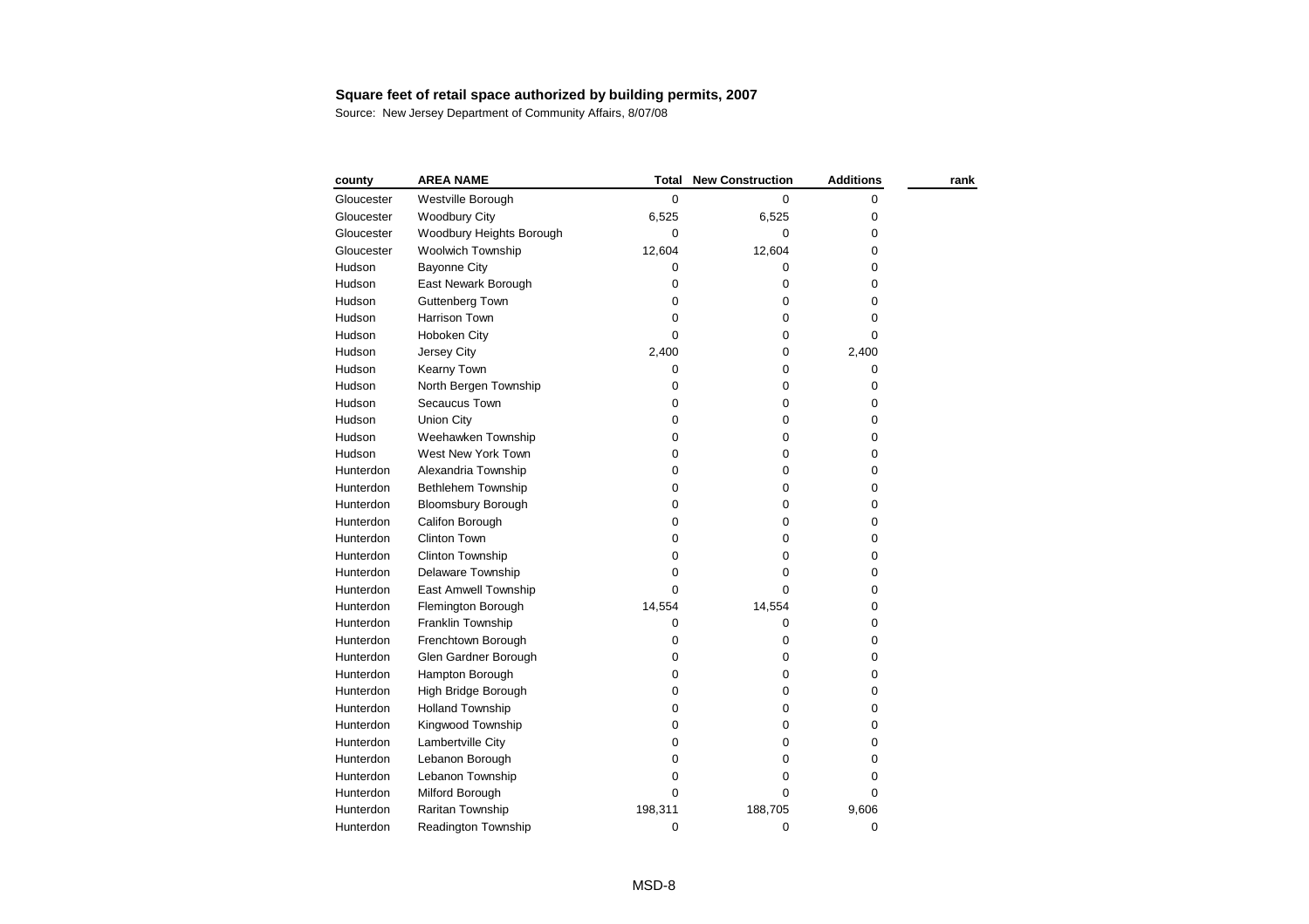**Square feet of retail space authorized by building permits, 2007**

Source: New Jersey Department of Community Affairs, 8/07/08

| county | AREA NAME | Total | New Construction | Additions | rank |
|---|---|---|---|---|---|
| Gloucester | Westville Borough | 0 | 0 | 0 | |
| Gloucester | Woodbury City | 6,525 | 6,525 | 0 | |
| Gloucester | Woodbury Heights Borough | 0 | 0 | 0 | |
| Gloucester | Woolwich Township | 12,604 | 12,604 | 0 | |
| Hudson | Bayonne City | 0 | 0 | 0 | |
| Hudson | East Newark Borough | 0 | 0 | 0 | |
| Hudson | Guttenberg Town | 0 | 0 | 0 | |
| Hudson | Harrison Town | 0 | 0 | 0 | |
| Hudson | Hoboken City | 0 | 0 | 0 | |
| Hudson | Jersey City | 2,400 | 0 | 2,400 | |
| Hudson | Kearny Town | 0 | 0 | 0 | |
| Hudson | North Bergen Township | 0 | 0 | 0 | |
| Hudson | Secaucus Town | 0 | 0 | 0 | |
| Hudson | Union City | 0 | 0 | 0 | |
| Hudson | Weehawken Township | 0 | 0 | 0 | |
| Hudson | West New York Town | 0 | 0 | 0 | |
| Hunterdon | Alexandria Township | 0 | 0 | 0 | |
| Hunterdon | Bethlehem Township | 0 | 0 | 0 | |
| Hunterdon | Bloomsbury Borough | 0 | 0 | 0 | |
| Hunterdon | Califon Borough | 0 | 0 | 0 | |
| Hunterdon | Clinton Town | 0 | 0 | 0 | |
| Hunterdon | Clinton Township | 0 | 0 | 0 | |
| Hunterdon | Delaware Township | 0 | 0 | 0 | |
| Hunterdon | East Amwell Township | 0 | 0 | 0 | |
| Hunterdon | Flemington Borough | 14,554 | 14,554 | 0 | |
| Hunterdon | Franklin Township | 0 | 0 | 0 | |
| Hunterdon | Frenchtown Borough | 0 | 0 | 0 | |
| Hunterdon | Glen Gardner Borough | 0 | 0 | 0 | |
| Hunterdon | Hampton Borough | 0 | 0 | 0 | |
| Hunterdon | High Bridge Borough | 0 | 0 | 0 | |
| Hunterdon | Holland Township | 0 | 0 | 0 | |
| Hunterdon | Kingwood Township | 0 | 0 | 0 | |
| Hunterdon | Lambertville City | 0 | 0 | 0 | |
| Hunterdon | Lebanon Borough | 0 | 0 | 0 | |
| Hunterdon | Lebanon Township | 0 | 0 | 0 | |
| Hunterdon | Milford Borough | 0 | 0 | 0 | |
| Hunterdon | Raritan Township | 198,311 | 188,705 | 9,606 | |
| Hunterdon | Readington Township | 0 | 0 | 0 | |

MSD-8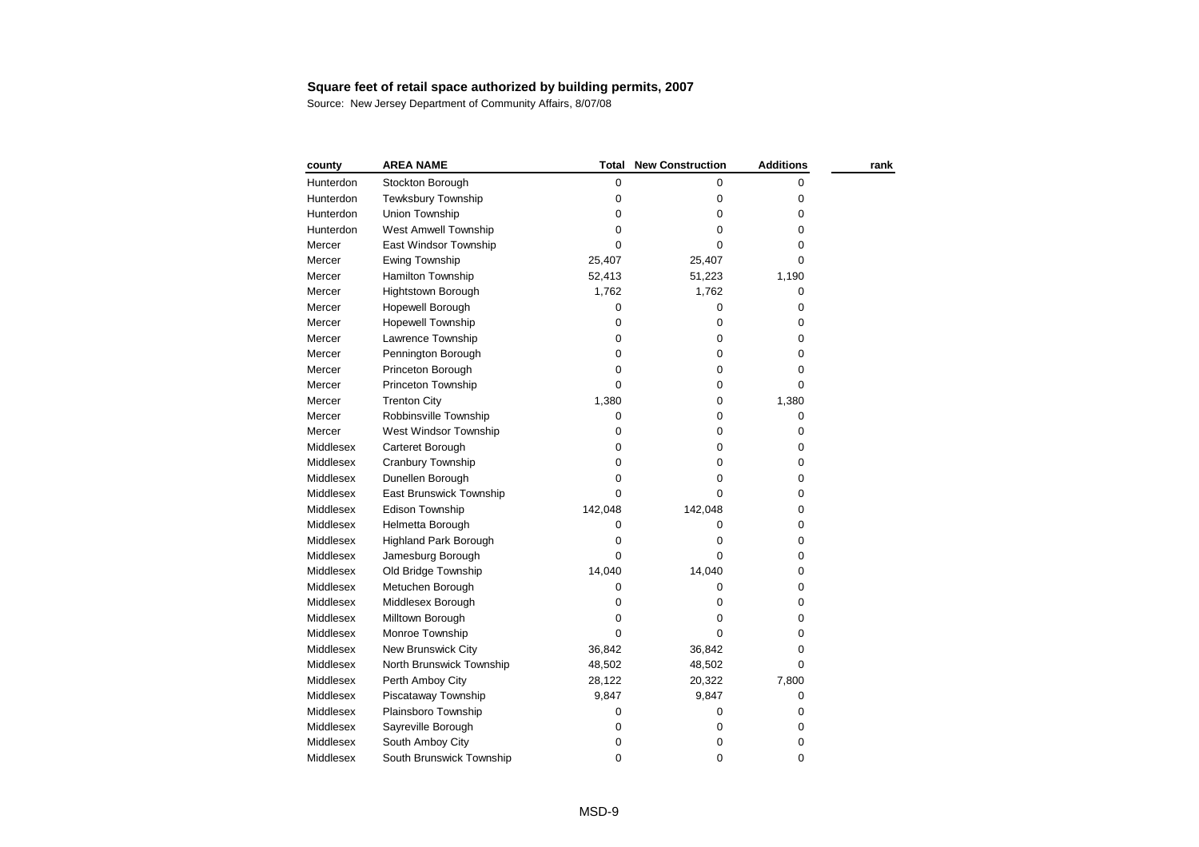**Square feet of retail space authorized by building permits, 2007**

Source: New Jersey Department of Community Affairs, 8/07/08

| county | AREA NAME | Total | New Construction | Additions | rank |
|---|---|---|---|---|---|
| Hunterdon | Stockton Borough | 0 | 0 | 0 | |
| Hunterdon | Tewksbury Township | 0 | 0 | 0 | |
| Hunterdon | Union Township | 0 | 0 | 0 | |
| Hunterdon | West Amwell Township | 0 | 0 | 0 | |
| Mercer | East Windsor Township | 0 | 0 | 0 | |
| Mercer | Ewing Township | 25,407 | 25,407 | 0 | |
| Mercer | Hamilton Township | 52,413 | 51,223 | 1,190 | |
| Mercer | Hightstown Borough | 1,762 | 1,762 | 0 | |
| Mercer | Hopewell Borough | 0 | 0 | 0 | |
| Mercer | Hopewell Township | 0 | 0 | 0 | |
| Mercer | Lawrence Township | 0 | 0 | 0 | |
| Mercer | Pennington Borough | 0 | 0 | 0 | |
| Mercer | Princeton Borough | 0 | 0 | 0 | |
| Mercer | Princeton Township | 0 | 0 | 0 | |
| Mercer | Trenton City | 1,380 | 0 | 1,380 | |
| Mercer | Robbinsville Township | 0 | 0 | 0 | |
| Mercer | West Windsor Township | 0 | 0 | 0 | |
| Middlesex | Carteret Borough | 0 | 0 | 0 | |
| Middlesex | Cranbury Township | 0 | 0 | 0 | |
| Middlesex | Dunellen Borough | 0 | 0 | 0 | |
| Middlesex | East Brunswick Township | 0 | 0 | 0 | |
| Middlesex | Edison Township | 142,048 | 142,048 | 0 | |
| Middlesex | Helmetta Borough | 0 | 0 | 0 | |
| Middlesex | Highland Park Borough | 0 | 0 | 0 | |
| Middlesex | Jamesburg Borough | 0 | 0 | 0 | |
| Middlesex | Old Bridge Township | 14,040 | 14,040 | 0 | |
| Middlesex | Metuchen Borough | 0 | 0 | 0 | |
| Middlesex | Middlesex Borough | 0 | 0 | 0 | |
| Middlesex | Milltown Borough | 0 | 0 | 0 | |
| Middlesex | Monroe Township | 0 | 0 | 0 | |
| Middlesex | New Brunswick City | 36,842 | 36,842 | 0 | |
| Middlesex | North Brunswick Township | 48,502 | 48,502 | 0 | |
| Middlesex | Perth Amboy City | 28,122 | 20,322 | 7,800 | |
| Middlesex | Piscataway Township | 9,847 | 9,847 | 0 | |
| Middlesex | Plainsboro Township | 0 | 0 | 0 | |
| Middlesex | Sayreville Borough | 0 | 0 | 0 | |
| Middlesex | South Amboy City | 0 | 0 | 0 | |
| Middlesex | South Brunswick Township | 0 | 0 | 0 | |

MSD-9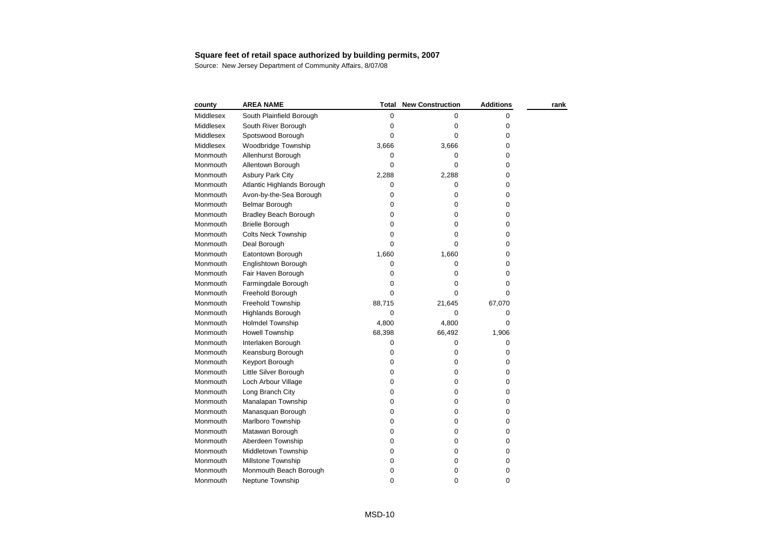**Square feet of retail space authorized by building permits, 2007**

Source: New Jersey Department of Community Affairs, 8/07/08

| county | AREA NAME | Total | New Construction | Additions | rank |
|---|---|---|---|---|---|
| Middlesex | South Plainfield Borough | 0 | 0 | 0 | |
| Middlesex | South River Borough | 0 | 0 | 0 | |
| Middlesex | Spotswood Borough | 0 | 0 | 0 | |
| Middlesex | Woodbridge Township | 3,666 | 3,666 | 0 | |
| Monmouth | Allenhurst Borough | 0 | 0 | 0 | |
| Monmouth | Allentown Borough | 0 | 0 | 0 | |
| Monmouth | Asbury Park City | 2,288 | 2,288 | 0 | |
| Monmouth | Atlantic Highlands Borough | 0 | 0 | 0 | |
| Monmouth | Avon-by-the-Sea Borough | 0 | 0 | 0 | |
| Monmouth | Belmar Borough | 0 | 0 | 0 | |
| Monmouth | Bradley Beach Borough | 0 | 0 | 0 | |
| Monmouth | Brielle Borough | 0 | 0 | 0 | |
| Monmouth | Colts Neck Township | 0 | 0 | 0 | |
| Monmouth | Deal Borough | 0 | 0 | 0 | |
| Monmouth | Eatontown Borough | 1,660 | 1,660 | 0 | |
| Monmouth | Englishtown Borough | 0 | 0 | 0 | |
| Monmouth | Fair Haven Borough | 0 | 0 | 0 | |
| Monmouth | Farmingdale Borough | 0 | 0 | 0 | |
| Monmouth | Freehold Borough | 0 | 0 | 0 | |
| Monmouth | Freehold Township | 88,715 | 21,645 | 67,070 | |
| Monmouth | Highlands Borough | 0 | 0 | 0 | |
| Monmouth | Holmdel Township | 4,800 | 4,800 | 0 | |
| Monmouth | Howell Township | 68,398 | 66,492 | 1,906 | |
| Monmouth | Interlaken Borough | 0 | 0 | 0 | |
| Monmouth | Keansburg Borough | 0 | 0 | 0 | |
| Monmouth | Keyport Borough | 0 | 0 | 0 | |
| Monmouth | Little Silver Borough | 0 | 0 | 0 | |
| Monmouth | Loch Arbour Village | 0 | 0 | 0 | |
| Monmouth | Long Branch City | 0 | 0 | 0 | |
| Monmouth | Manalapan Township | 0 | 0 | 0 | |
| Monmouth | Manasquan Borough | 0 | 0 | 0 | |
| Monmouth | Marlboro Township | 0 | 0 | 0 | |
| Monmouth | Matawan Borough | 0 | 0 | 0 | |
| Monmouth | Aberdeen Township | 0 | 0 | 0 | |
| Monmouth | Middletown Township | 0 | 0 | 0 | |
| Monmouth | Millstone Township | 0 | 0 | 0 | |
| Monmouth | Monmouth Beach Borough | 0 | 0 | 0 | |
| Monmouth | Neptune Township | 0 | 0 | 0 | |

MSD-10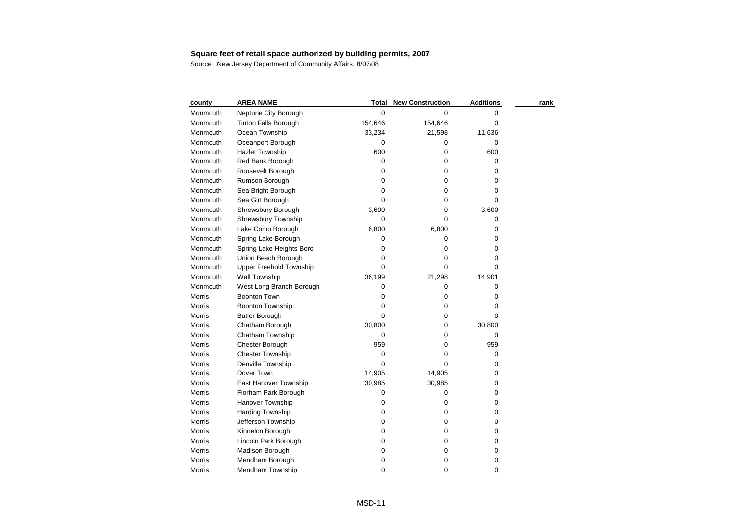**Square feet of retail space authorized by building permits, 2007**

Source: New Jersey Department of Community Affairs, 8/07/08

| county | AREA NAME | Total | New Construction | Additions | rank |
|---|---|---|---|---|---|
| Monmouth | Neptune City Borough | 0 | 0 | 0 | |
| Monmouth | Tinton Falls Borough | 154,646 | 154,646 | 0 | |
| Monmouth | Ocean Township | 33,234 | 21,598 | 11,636 | |
| Monmouth | Oceanport Borough | 0 | 0 | 0 | |
| Monmouth | Hazlet Township | 600 | 0 | 600 | |
| Monmouth | Red Bank Borough | 0 | 0 | 0 | |
| Monmouth | Roosevelt Borough | 0 | 0 | 0 | |
| Monmouth | Rumson Borough | 0 | 0 | 0 | |
| Monmouth | Sea Bright Borough | 0 | 0 | 0 | |
| Monmouth | Sea Girt Borough | 0 | 0 | 0 | |
| Monmouth | Shrewsbury Borough | 3,600 | 0 | 3,600 | |
| Monmouth | Shrewsbury Township | 0 | 0 | 0 | |
| Monmouth | Lake Como Borough | 6,800 | 6,800 | 0 | |
| Monmouth | Spring Lake Borough | 0 | 0 | 0 | |
| Monmouth | Spring Lake Heights Boro | 0 | 0 | 0 | |
| Monmouth | Union Beach Borough | 0 | 0 | 0 | |
| Monmouth | Upper Freehold Township | 0 | 0 | 0 | |
| Monmouth | Wall Township | 36,199 | 21,298 | 14,901 | |
| Monmouth | West Long Branch Borough | 0 | 0 | 0 | |
| Morris | Boonton Town | 0 | 0 | 0 | |
| Morris | Boonton Township | 0 | 0 | 0 | |
| Morris | Butler Borough | 0 | 0 | 0 | |
| Morris | Chatham Borough | 30,800 | 0 | 30,800 | |
| Morris | Chatham Township | 0 | 0 | 0 | |
| Morris | Chester Borough | 959 | 0 | 959 | |
| Morris | Chester Township | 0 | 0 | 0 | |
| Morris | Denville Township | 0 | 0 | 0 | |
| Morris | Dover Town | 14,905 | 14,905 | 0 | |
| Morris | East Hanover Township | 30,985 | 30,985 | 0 | |
| Morris | Florham Park Borough | 0 | 0 | 0 | |
| Morris | Hanover Township | 0 | 0 | 0 | |
| Morris | Harding Township | 0 | 0 | 0 | |
| Morris | Jefferson Township | 0 | 0 | 0 | |
| Morris | Kinnelon Borough | 0 | 0 | 0 | |
| Morris | Lincoln Park Borough | 0 | 0 | 0 | |
| Morris | Madison Borough | 0 | 0 | 0 | |
| Morris | Mendham Borough | 0 | 0 | 0 | |
| Morris | Mendham Township | 0 | 0 | 0 | |

MSD-11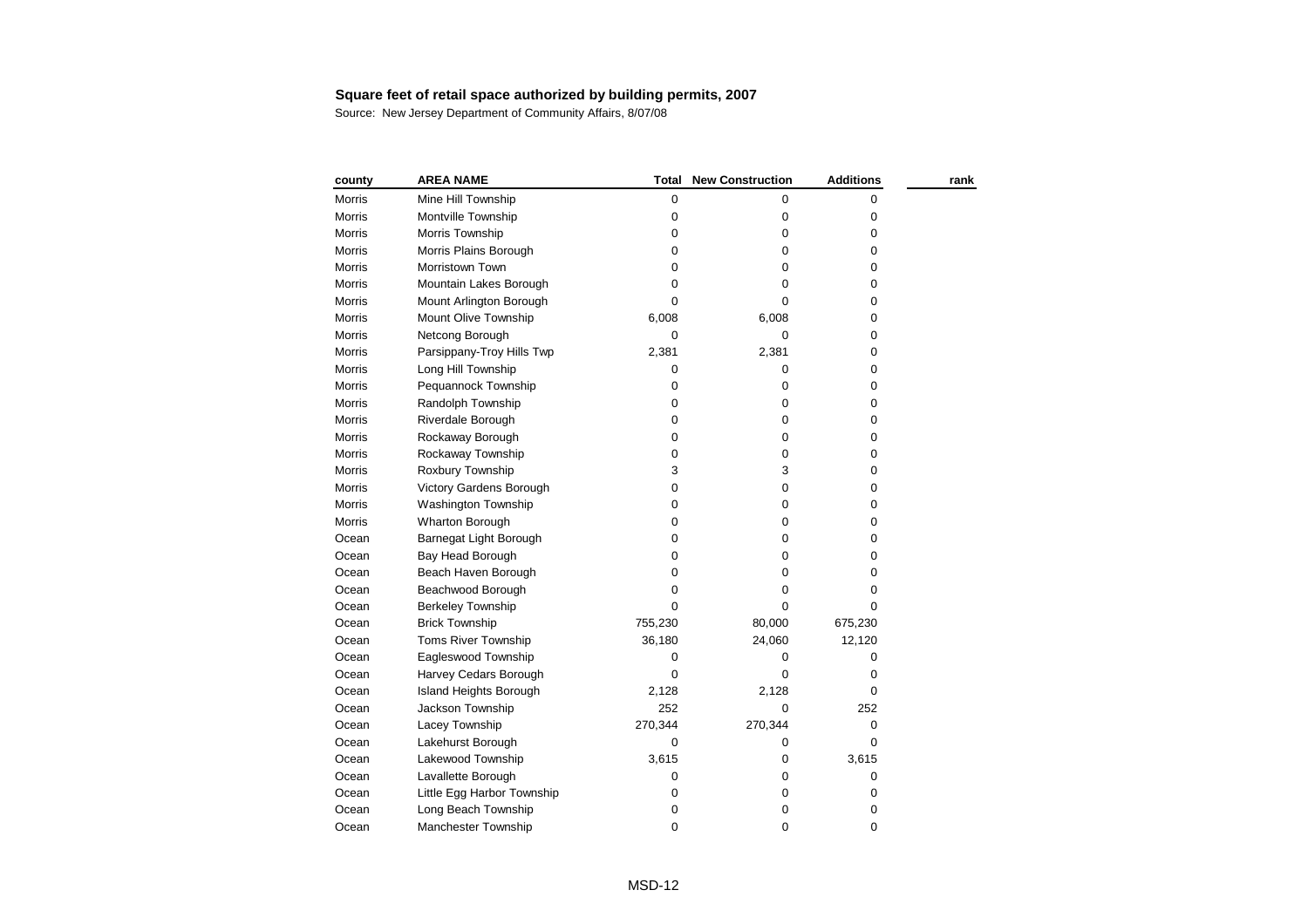**Square feet of retail space authorized by building permits, 2007**

Source: New Jersey Department of Community Affairs, 8/07/08

| county | AREA NAME | Total | New Construction | Additions | rank |
|---|---|---|---|---|---|
| Morris | Mine Hill Township | 0 | 0 | 0 | |
| Morris | Montville Township | 0 | 0 | 0 | |
| Morris | Morris Township | 0 | 0 | 0 | |
| Morris | Morris Plains Borough | 0 | 0 | 0 | |
| Morris | Morristown Town | 0 | 0 | 0 | |
| Morris | Mountain Lakes Borough | 0 | 0 | 0 | |
| Morris | Mount Arlington Borough | 0 | 0 | 0 | |
| Morris | Mount Olive Township | 6,008 | 6,008 | 0 | |
| Morris | Netcong Borough | 0 | 0 | 0 | |
| Morris | Parsippany-Troy Hills Twp | 2,381 | 2,381 | 0 | |
| Morris | Long Hill Township | 0 | 0 | 0 | |
| Morris | Pequannock Township | 0 | 0 | 0 | |
| Morris | Randolph Township | 0 | 0 | 0 | |
| Morris | Riverdale Borough | 0 | 0 | 0 | |
| Morris | Rockaway Borough | 0 | 0 | 0 | |
| Morris | Rockaway Township | 0 | 0 | 0 | |
| Morris | Roxbury Township | 3 | 3 | 0 | |
| Morris | Victory Gardens Borough | 0 | 0 | 0 | |
| Morris | Washington Township | 0 | 0 | 0 | |
| Morris | Wharton Borough | 0 | 0 | 0 | |
| Ocean | Barnegat Light Borough | 0 | 0 | 0 | |
| Ocean | Bay Head Borough | 0 | 0 | 0 | |
| Ocean | Beach Haven Borough | 0 | 0 | 0 | |
| Ocean | Beachwood Borough | 0 | 0 | 0 | |
| Ocean | Berkeley Township | 0 | 0 | 0 | |
| Ocean | Brick Township | 755,230 | 80,000 | 675,230 | |
| Ocean | Toms River Township | 36,180 | 24,060 | 12,120 | |
| Ocean | Eagleswood Township | 0 | 0 | 0 | |
| Ocean | Harvey Cedars Borough | 0 | 0 | 0 | |
| Ocean | Island Heights Borough | 2,128 | 2,128 | 0 | |
| Ocean | Jackson Township | 252 | 0 | 252 | |
| Ocean | Lacey Township | 270,344 | 270,344 | 0 | |
| Ocean | Lakehurst Borough | 0 | 0 | 0 | |
| Ocean | Lakewood Township | 3,615 | 0 | 3,615 | |
| Ocean | Lavallette Borough | 0 | 0 | 0 | |
| Ocean | Little Egg Harbor Township | 0 | 0 | 0 | |
| Ocean | Long Beach Township | 0 | 0 | 0 | |
| Ocean | Manchester Township | 0 | 0 | 0 | |

MSD-12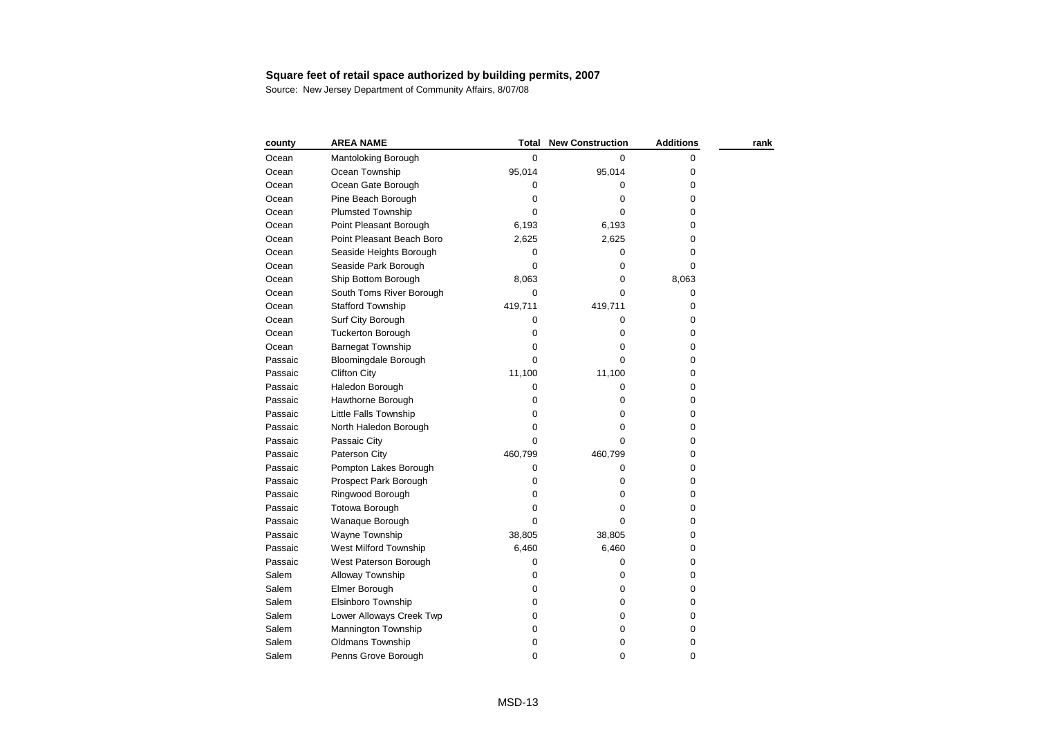**Square feet of retail space authorized by building permits, 2007**

Source: New Jersey Department of Community Affairs, 8/07/08

| county | AREA NAME | Total | New Construction | Additions | rank |
|---|---|---|---|---|---|
| Ocean | Mantoloking Borough | 0 | 0 | 0 | |
| Ocean | Ocean Township | 95,014 | 95,014 | 0 | |
| Ocean | Ocean Gate Borough | 0 | 0 | 0 | |
| Ocean | Pine Beach Borough | 0 | 0 | 0 | |
| Ocean | Plumsted Township | 0 | 0 | 0 | |
| Ocean | Point Pleasant Borough | 6,193 | 6,193 | 0 | |
| Ocean | Point Pleasant Beach Boro | 2,625 | 2,625 | 0 | |
| Ocean | Seaside Heights Borough | 0 | 0 | 0 | |
| Ocean | Seaside Park Borough | 0 | 0 | 0 | |
| Ocean | Ship Bottom Borough | 8,063 | 0 | 8,063 | |
| Ocean | South Toms River Borough | 0 | 0 | 0 | |
| Ocean | Stafford Township | 419,711 | 419,711 | 0 | |
| Ocean | Surf City Borough | 0 | 0 | 0 | |
| Ocean | Tuckerton Borough | 0 | 0 | 0 | |
| Ocean | Barnegat Township | 0 | 0 | 0 | |
| Passaic | Bloomingdale Borough | 0 | 0 | 0 | |
| Passaic | Clifton City | 11,100 | 11,100 | 0 | |
| Passaic | Haledon Borough | 0 | 0 | 0 | |
| Passaic | Hawthorne Borough | 0 | 0 | 0 | |
| Passaic | Little Falls Township | 0 | 0 | 0 | |
| Passaic | North Haledon Borough | 0 | 0 | 0 | |
| Passaic | Passaic City | 0 | 0 | 0 | |
| Passaic | Paterson City | 460,799 | 460,799 | 0 | |
| Passaic | Pompton Lakes Borough | 0 | 0 | 0 | |
| Passaic | Prospect Park Borough | 0 | 0 | 0 | |
| Passaic | Ringwood Borough | 0 | 0 | 0 | |
| Passaic | Totowa Borough | 0 | 0 | 0 | |
| Passaic | Wanaque Borough | 0 | 0 | 0 | |
| Passaic | Wayne Township | 38,805 | 38,805 | 0 | |
| Passaic | West Milford Township | 6,460 | 6,460 | 0 | |
| Passaic | West Paterson Borough | 0 | 0 | 0 | |
| Salem | Alloway Township | 0 | 0 | 0 | |
| Salem | Elmer Borough | 0 | 0 | 0 | |
| Salem | Elsinboro Township | 0 | 0 | 0 | |
| Salem | Lower Alloways Creek Twp | 0 | 0 | 0 | |
| Salem | Mannington Township | 0 | 0 | 0 | |
| Salem | Oldmans Township | 0 | 0 | 0 | |
| Salem | Penns Grove Borough | 0 | 0 | 0 | |

MSD-13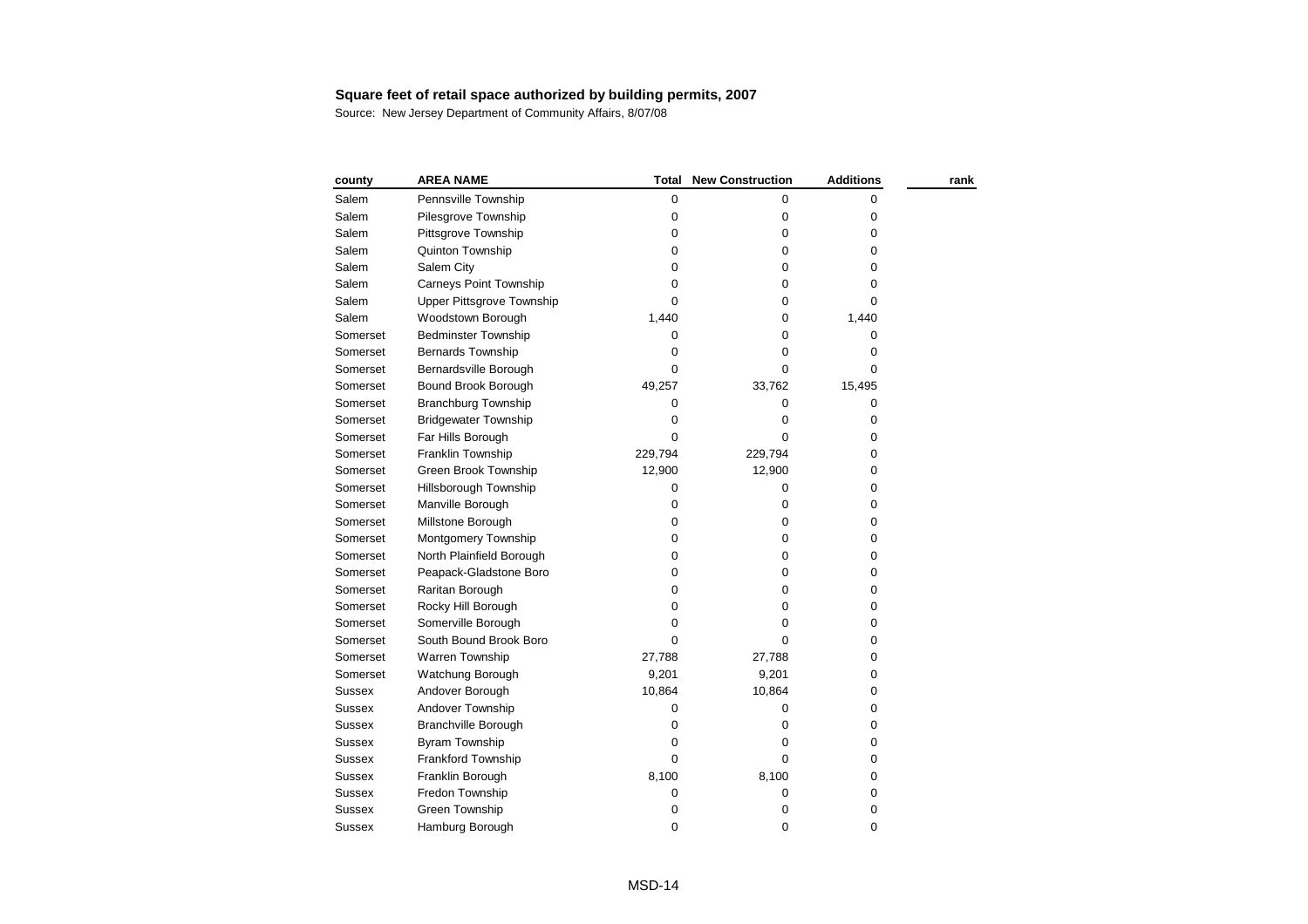**Square feet of retail space authorized by building permits, 2007**

Source: New Jersey Department of Community Affairs, 8/07/08

| county | AREA NAME | Total | New Construction | Additions | rank |
|---|---|---|---|---|---|
| Salem | Pennsville Township | 0 | 0 | 0 | |
| Salem | Pilesgrove Township | 0 | 0 | 0 | |
| Salem | Pittsgrove Township | 0 | 0 | 0 | |
| Salem | Quinton Township | 0 | 0 | 0 | |
| Salem | Salem City | 0 | 0 | 0 | |
| Salem | Carneys Point Township | 0 | 0 | 0 | |
| Salem | Upper Pittsgrove Township | 0 | 0 | 0 | |
| Salem | Woodstown Borough | 1,440 | 0 | 1,440 | |
| Somerset | Bedminster Township | 0 | 0 | 0 | |
| Somerset | Bernards Township | 0 | 0 | 0 | |
| Somerset | Bernardsville Borough | 0 | 0 | 0 | |
| Somerset | Bound Brook Borough | 49,257 | 33,762 | 15,495 | |
| Somerset | Branchburg Township | 0 | 0 | 0 | |
| Somerset | Bridgewater Township | 0 | 0 | 0 | |
| Somerset | Far Hills Borough | 0 | 0 | 0 | |
| Somerset | Franklin Township | 229,794 | 229,794 | 0 | |
| Somerset | Green Brook Township | 12,900 | 12,900 | 0 | |
| Somerset | Hillsborough Township | 0 | 0 | 0 | |
| Somerset | Manville Borough | 0 | 0 | 0 | |
| Somerset | Millstone Borough | 0 | 0 | 0 | |
| Somerset | Montgomery Township | 0 | 0 | 0 | |
| Somerset | North Plainfield Borough | 0 | 0 | 0 | |
| Somerset | Peapack-Gladstone Boro | 0 | 0 | 0 | |
| Somerset | Raritan Borough | 0 | 0 | 0 | |
| Somerset | Rocky Hill Borough | 0 | 0 | 0 | |
| Somerset | Somerville Borough | 0 | 0 | 0 | |
| Somerset | South Bound Brook Boro | 0 | 0 | 0 | |
| Somerset | Warren Township | 27,788 | 27,788 | 0 | |
| Somerset | Watchung Borough | 9,201 | 9,201 | 0 | |
| Sussex | Andover Borough | 10,864 | 10,864 | 0 | |
| Sussex | Andover Township | 0 | 0 | 0 | |
| Sussex | Branchville Borough | 0 | 0 | 0 | |
| Sussex | Byram Township | 0 | 0 | 0 | |
| Sussex | Frankford Township | 0 | 0 | 0 | |
| Sussex | Franklin Borough | 8,100 | 8,100 | 0 | |
| Sussex | Fredon Township | 0 | 0 | 0 | |
| Sussex | Green Township | 0 | 0 | 0 | |
| Sussex | Hamburg Borough | 0 | 0 | 0 | |

MSD-14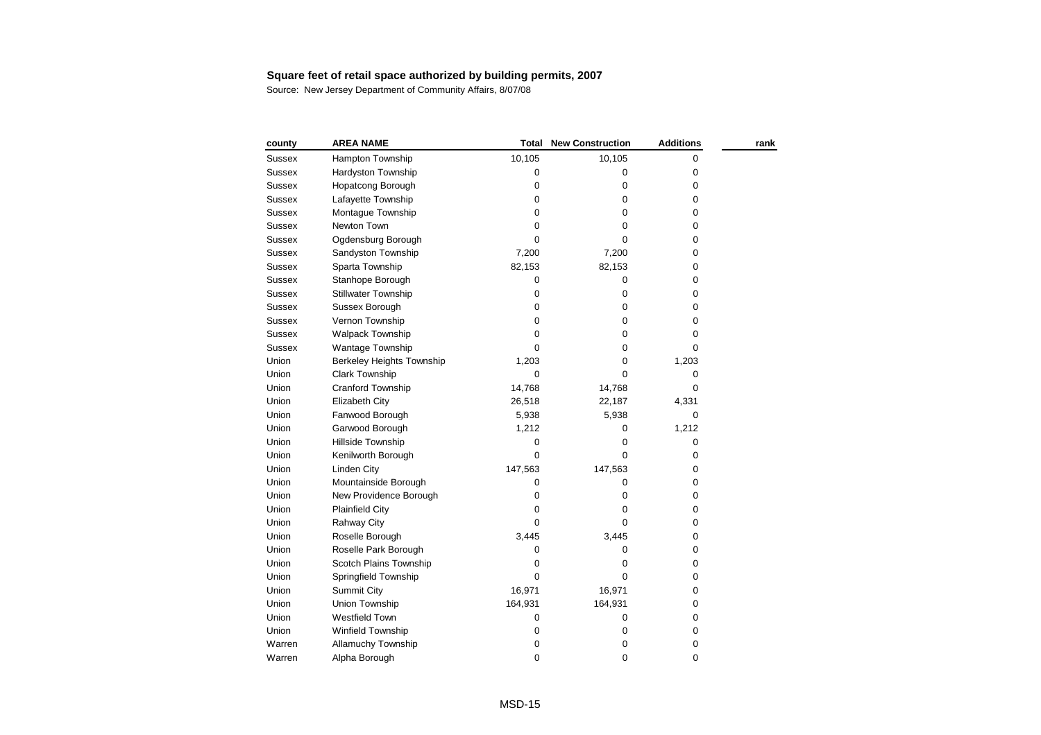**Square feet of retail space authorized by building permits, 2007**

Source: New Jersey Department of Community Affairs, 8/07/08

| county | AREA NAME | Total | New Construction | Additions | rank |
|---|---|---|---|---|---|
| Sussex | Hampton Township | 10,105 | 10,105 | 0 | |
| Sussex | Hardyston Township | 0 | 0 | 0 | |
| Sussex | Hopatcong Borough | 0 | 0 | 0 | |
| Sussex | Lafayette Township | 0 | 0 | 0 | |
| Sussex | Montague Township | 0 | 0 | 0 | |
| Sussex | Newton Town | 0 | 0 | 0 | |
| Sussex | Ogdensburg Borough | 0 | 0 | 0 | |
| Sussex | Sandyston Township | 7,200 | 7,200 | 0 | |
| Sussex | Sparta Township | 82,153 | 82,153 | 0 | |
| Sussex | Stanhope Borough | 0 | 0 | 0 | |
| Sussex | Stillwater Township | 0 | 0 | 0 | |
| Sussex | Sussex Borough | 0 | 0 | 0 | |
| Sussex | Vernon Township | 0 | 0 | 0 | |
| Sussex | Walpack Township | 0 | 0 | 0 | |
| Sussex | Wantage Township | 0 | 0 | 0 | |
| Union | Berkeley Heights Township | 1,203 | 0 | 1,203 | |
| Union | Clark Township | 0 | 0 | 0 | |
| Union | Cranford Township | 14,768 | 14,768 | 0 | |
| Union | Elizabeth City | 26,518 | 22,187 | 4,331 | |
| Union | Fanwood Borough | 5,938 | 5,938 | 0 | |
| Union | Garwood Borough | 1,212 | 0 | 1,212 | |
| Union | Hillside Township | 0 | 0 | 0 | |
| Union | Kenilworth Borough | 0 | 0 | 0 | |
| Union | Linden City | 147,563 | 147,563 | 0 | |
| Union | Mountainside Borough | 0 | 0 | 0 | |
| Union | New Providence Borough | 0 | 0 | 0 | |
| Union | Plainfield City | 0 | 0 | 0 | |
| Union | Rahway City | 0 | 0 | 0 | |
| Union | Roselle Borough | 3,445 | 3,445 | 0 | |
| Union | Roselle Park Borough | 0 | 0 | 0 | |
| Union | Scotch Plains Township | 0 | 0 | 0 | |
| Union | Springfield Township | 0 | 0 | 0 | |
| Union | Summit City | 16,971 | 16,971 | 0 | |
| Union | Union Township | 164,931 | 164,931 | 0 | |
| Union | Westfield Town | 0 | 0 | 0 | |
| Union | Winfield Township | 0 | 0 | 0 | |
| Warren | Allamuchy Township | 0 | 0 | 0 | |
| Warren | Alpha Borough | 0 | 0 | 0 | |

MSD-15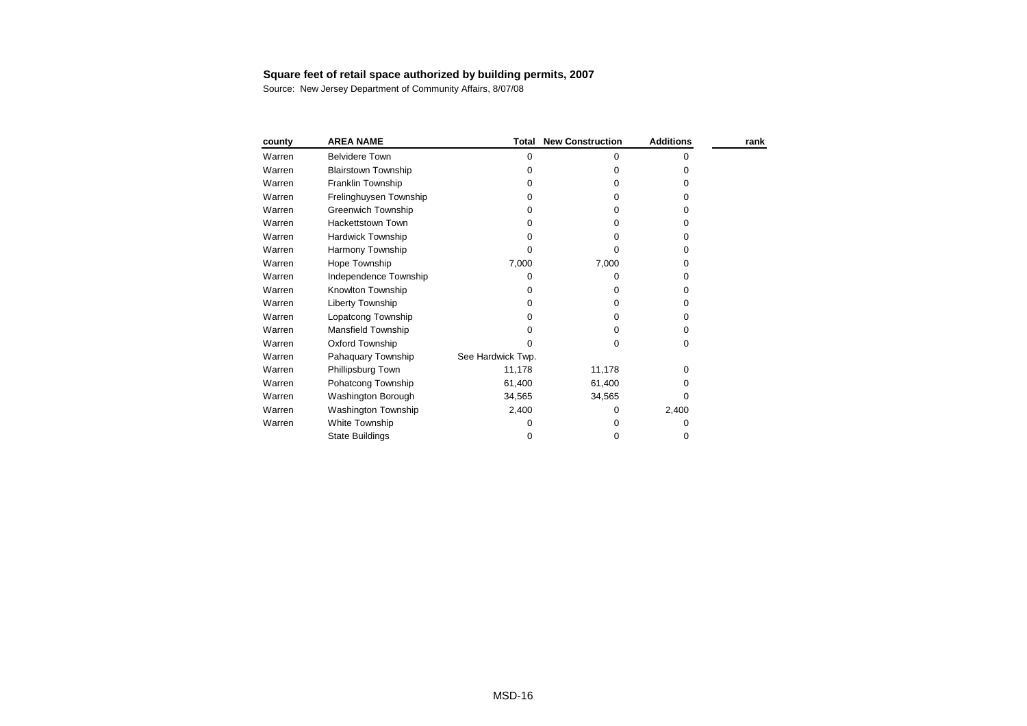**Square feet of retail space authorized by building permits, 2007**

Source: New Jersey Department of Community Affairs, 8/07/08

| county | AREA NAME | Total | New Construction | Additions | rank |
|---|---|---|---|---|---|
| Warren | Belvidere Town | 0 | 0 | 0 | |
| Warren | Blairstown Township | 0 | 0 | 0 | |
| Warren | Franklin Township | 0 | 0 | 0 | |
| Warren | Frelinghuysen Township | 0 | 0 | 0 | |
| Warren | Greenwich Township | 0 | 0 | 0 | |
| Warren | Hackettstown Town | 0 | 0 | 0 | |
| Warren | Hardwick Township | 0 | 0 | 0 | |
| Warren | Harmony Township | 0 | 0 | 0 | |
| Warren | Hope Township | 7,000 | 7,000 | 0 | |
| Warren | Independence Township | 0 | 0 | 0 | |
| Warren | Knowlton Township | 0 | 0 | 0 | |
| Warren | Liberty Township | 0 | 0 | 0 | |
| Warren | Lopatcong Township | 0 | 0 | 0 | |
| Warren | Mansfield Township | 0 | 0 | 0 | |
| Warren | Oxford Township | 0 | 0 | 0 | |
| Warren | Pahaquary Township | See Hardwick Twp. | | | |
| Warren | Phillipsburg Town | 11,178 | 11,178 | 0 | |
| Warren | Pohatcong Township | 61,400 | 61,400 | 0 | |
| Warren | Washington Borough | 34,565 | 34,565 | 0 | |
| Warren | Washington Township | 2,400 | 0 | 2,400 | |
| Warren | White Township | 0 | 0 | 0 | |
| | State Buildings | 0 | 0 | 0 | |

MSD-16